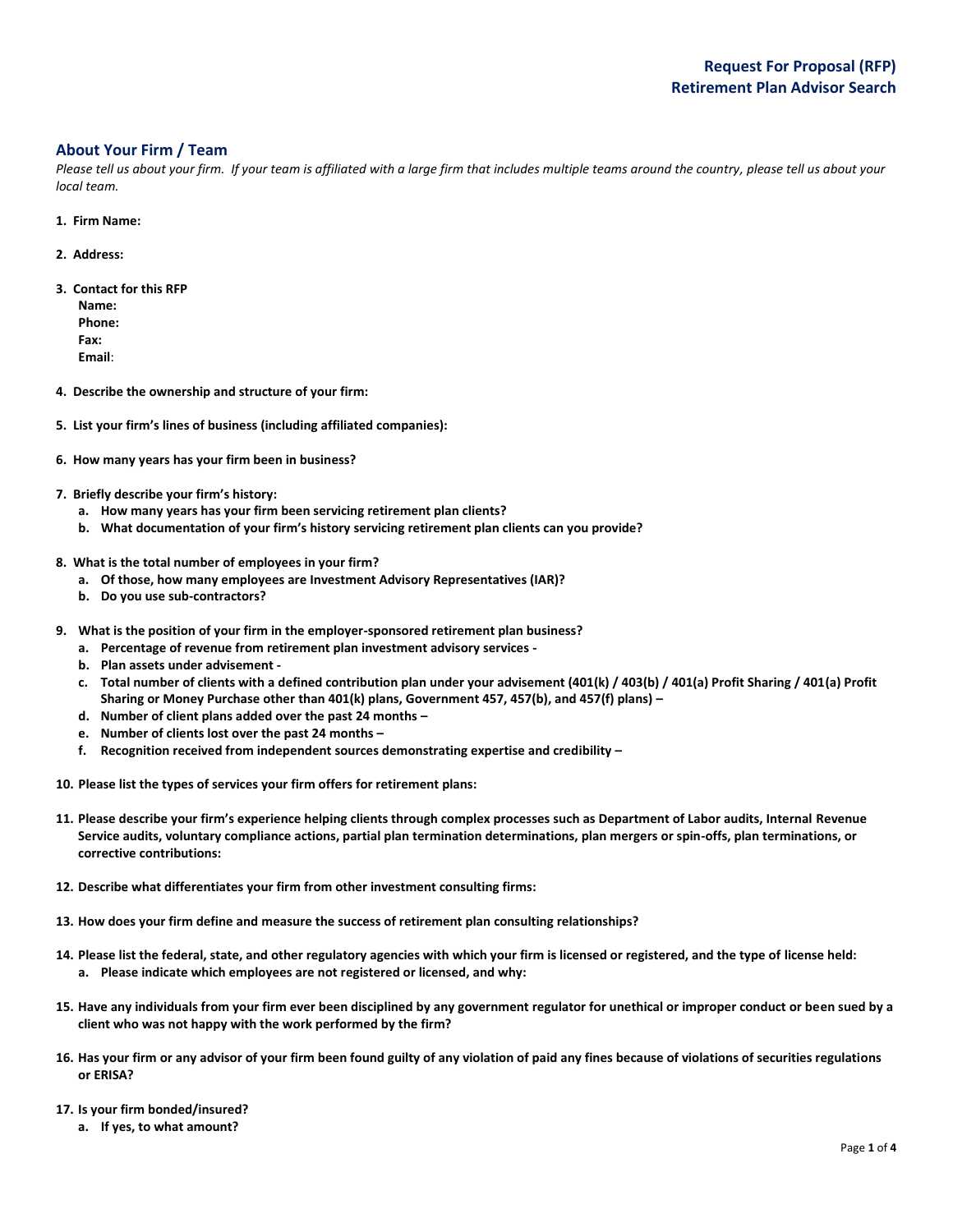# Request For Proposal (RFP)
# Retirement Plan Advisor Search

## About Your Firm / Team

*Please tell us about your firm. If your team is affiliated with a large firm that includes multiple teams around the country, please tell us about your local team.*

1. **Firm Name:**

2. **Address:**

3. **Contact for this RFP**
   **Name:**
   **Phone:**
   **Fax:**
   **Email**:

4. **Describe the ownership and structure of your firm:**

5. **List your firm's lines of business (including affiliated companies):**

6. **How many years has your firm been in business?**

7. **Briefly describe your firm's history:**
   a. **How many years has your firm been servicing retirement plan clients?**
   b. **What documentation of your firm's history servicing retirement plan clients can you provide?**

8. **What is the total number of employees in your firm?**
   a. **Of those, how many employees are Investment Advisory Representatives (IAR)?**
   b. **Do you use sub-contractors?**

9. **What is the position of your firm in the employer-sponsored retirement plan business?**
   a. **Percentage of revenue from retirement plan investment advisory services -**
   b. **Plan assets under advisement -**
   c. **Total number of clients with a defined contribution plan under your advisement (401(k) / 403(b) / 401(a) Profit Sharing / 401(a) Profit Sharing or Money Purchase other than 401(k) plans, Government 457, 457(b), and 457(f) plans) –**
   d. **Number of client plans added over the past 24 months –**
   e. **Number of clients lost over the past 24 months –**
   f. **Recognition received from independent sources demonstrating expertise and credibility –**

10. **Please list the types of services your firm offers for retirement plans:**

11. **Please describe your firm's experience helping clients through complex processes such as Department of Labor audits, Internal Revenue Service audits, voluntary compliance actions, partial plan termination determinations, plan mergers or spin-offs, plan terminations, or corrective contributions:**

12. **Describe what differentiates your firm from other investment consulting firms:**

13. **How does your firm define and measure the success of retirement plan consulting relationships?**

14. **Please list the federal, state, and other regulatory agencies with which your firm is licensed or registered, and the type of license held:**
    a. **Please indicate which employees are not registered or licensed, and why:**

15. **Have any individuals from your firm ever been disciplined by any government regulator for unethical or improper conduct or been sued by a client who was not happy with the work performed by the firm?**

16. **Has your firm or any advisor of your firm been found guilty of any violation of paid any fines because of violations of securities regulations or ERISA?**

17. **Is your firm bonded/insured?**
    a. **If yes, to what amount?**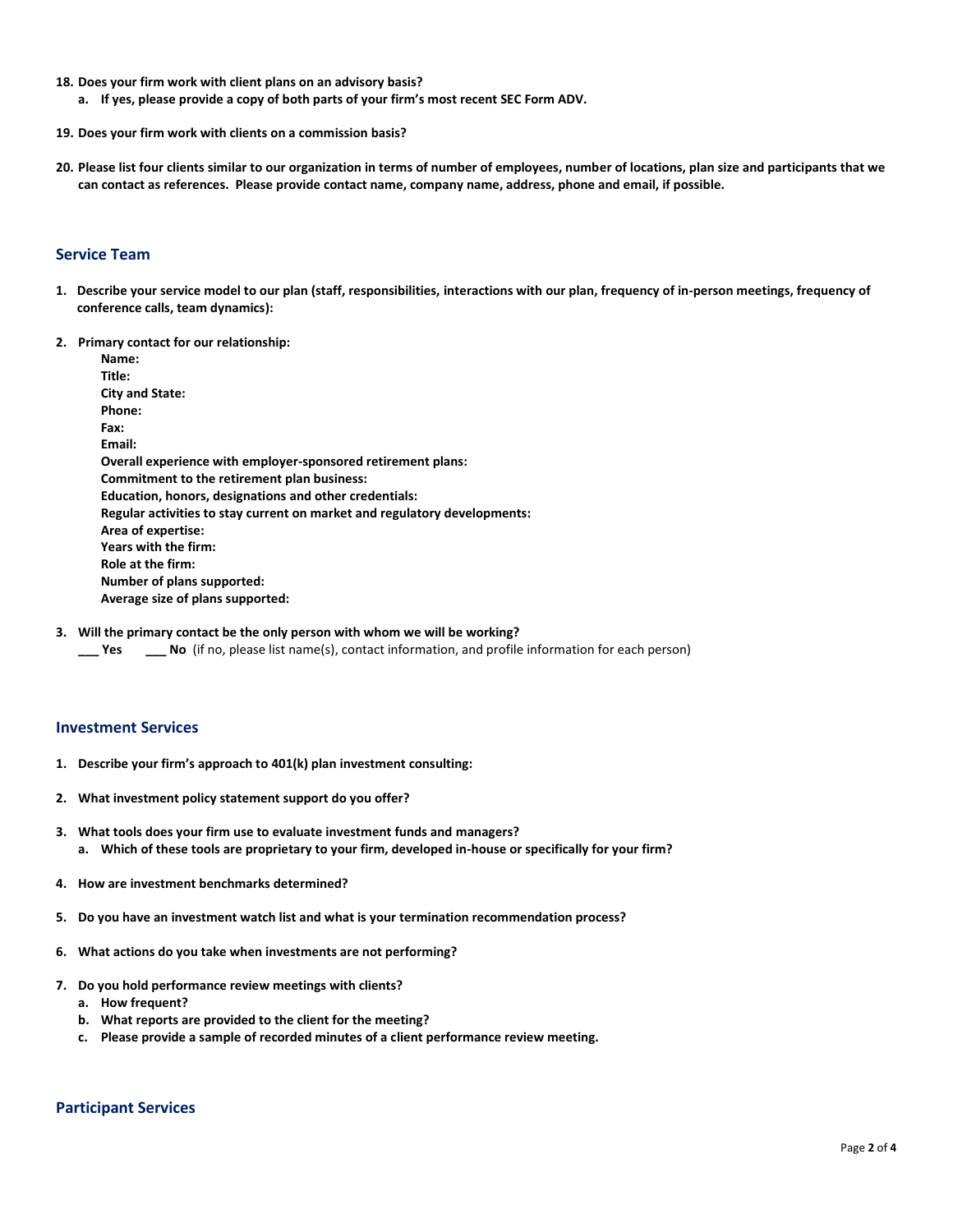**18. Does your firm work with client plans on an advisory basis?**

   **a. If yes, please provide a copy of both parts of your firm's most recent SEC Form ADV.**

**19. Does your firm work with clients on a commission basis?**

**20. Please list four clients similar to our organization in terms of number of employees, number of locations, plan size and participants that we can contact as references. Please provide contact name, company name, address, phone and email, if possible.**

## Service Team

**1. Describe your service model to our plan (staff, responsibilities, interactions with our plan, frequency of in-person meetings, frequency of conference calls, team dynamics):**

**2. Primary contact for our relationship:**

   **Name:**
   **Title:**
   **City and State:**
   **Phone:**
   **Fax:**
   **Email:**
   **Overall experience with employer-sponsored retirement plans:**
   **Commitment to the retirement plan business:**
   **Education, honors, designations and other credentials:**
   **Regular activities to stay current on market and regulatory developments:**
   **Area of expertise:**
   **Years with the firm:**
   **Role at the firm:**
   **Number of plans supported:**
   **Average size of plans supported:**

**3. Will the primary contact be the only person with whom we will be working?**

   **___ Yes** **___ No** (if no, please list name(s), contact information, and profile information for each person)

## Investment Services

**1. Describe your firm's approach to 401(k) plan investment consulting:**

**2. What investment policy statement support do you offer?**

**3. What tools does your firm use to evaluate investment funds and managers?**

   **a. Which of these tools are proprietary to your firm, developed in-house or specifically for your firm?**

**4. How are investment benchmarks determined?**

**5. Do you have an investment watch list and what is your termination recommendation process?**

**6. What actions do you take when investments are not performing?**

**7. Do you hold performance review meetings with clients?**

   **a. How frequent?**

   **b. What reports are provided to the client for the meeting?**

   **c. Please provide a sample of recorded minutes of a client performance review meeting.**

## Participant Services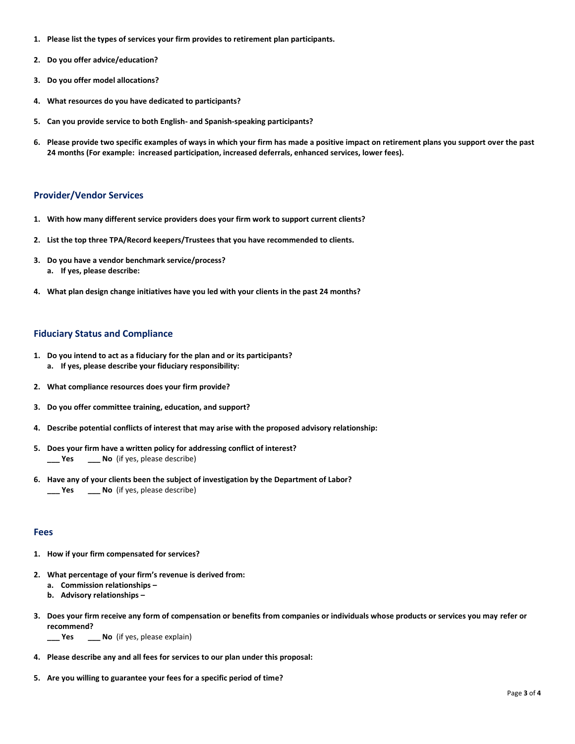1. **Please list the types of services your firm provides to retirement plan participants.**

2. **Do you offer advice/education?**

3. **Do you offer model allocations?**

4. **What resources do you have dedicated to participants?**

5. **Can you provide service to both English- and Spanish-speaking participants?**

6. **Please provide two specific examples of ways in which your firm has made a positive impact on retirement plans you support over the past 24 months (For example: increased participation, increased deferrals, enhanced services, lower fees).**

## Provider/Vendor Services

1. **With how many different service providers does your firm work to support current clients?**

2. **List the top three TPA/Record keepers/Trustees that you have recommended to clients.**

3. **Do you have a vendor benchmark service/process?**
   a. **If yes, please describe:**

4. **What plan design change initiatives have you led with your clients in the past 24 months?**

## Fiduciary Status and Compliance

1. **Do you intend to act as a fiduciary for the plan and or its participants?**
   a. **If yes, please describe your fiduciary responsibility:**

2. **What compliance resources does your firm provide?**

3. **Do you offer committee training, education, and support?**

4. **Describe potential conflicts of interest that may arise with the proposed advisory relationship:**

5. **Does your firm have a written policy for addressing conflict of interest?**
   **___ Yes** **___ No** (if yes, please describe)

6. **Have any of your clients been the subject of investigation by the Department of Labor?**
   **___ Yes** **___ No** (if yes, please describe)

## Fees

1. **How if your firm compensated for services?**

2. **What percentage of your firm's revenue is derived from:**
   a. **Commission relationships –**
   b. **Advisory relationships –**

3. **Does your firm receive any form of compensation or benefits from companies or individuals whose products or services you may refer or recommend?**
   **___ Yes** **___ No** (if yes, please explain)

4. **Please describe any and all fees for services to our plan under this proposal:**

5. **Are you willing to guarantee your fees for a specific period of time?**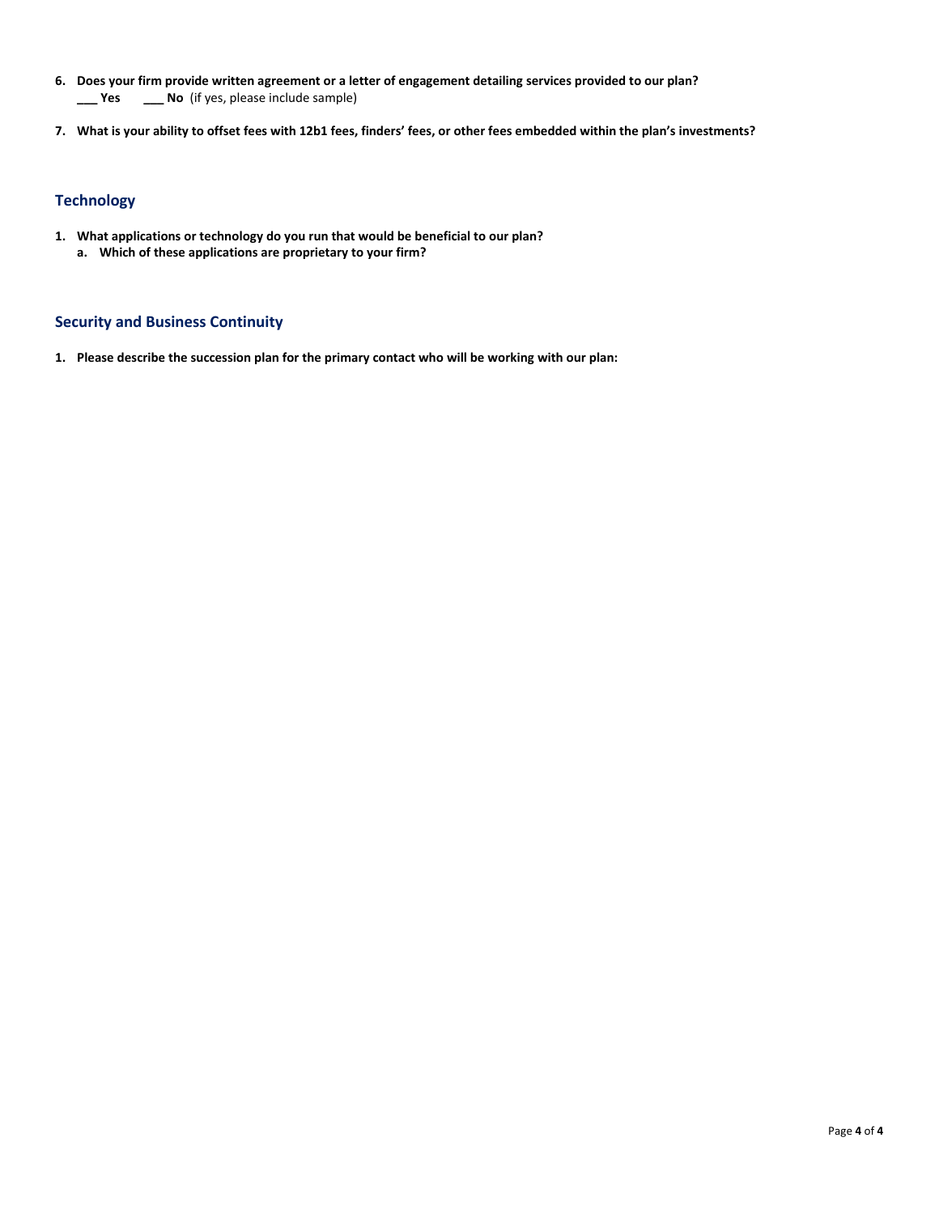6. **Does your firm provide written agreement or a letter of engagement detailing services provided to our plan?**
   **___ Yes** **___ No** (if yes, please include sample)

7. **What is your ability to offset fees with 12b1 fees, finders' fees, or other fees embedded within the plan's investments?**

## Technology

1. **What applications or technology do you run that would be beneficial to our plan?**
   a. **Which of these applications are proprietary to your firm?**

## Security and Business Continuity

1. **Please describe the succession plan for the primary contact who will be working with our plan:**